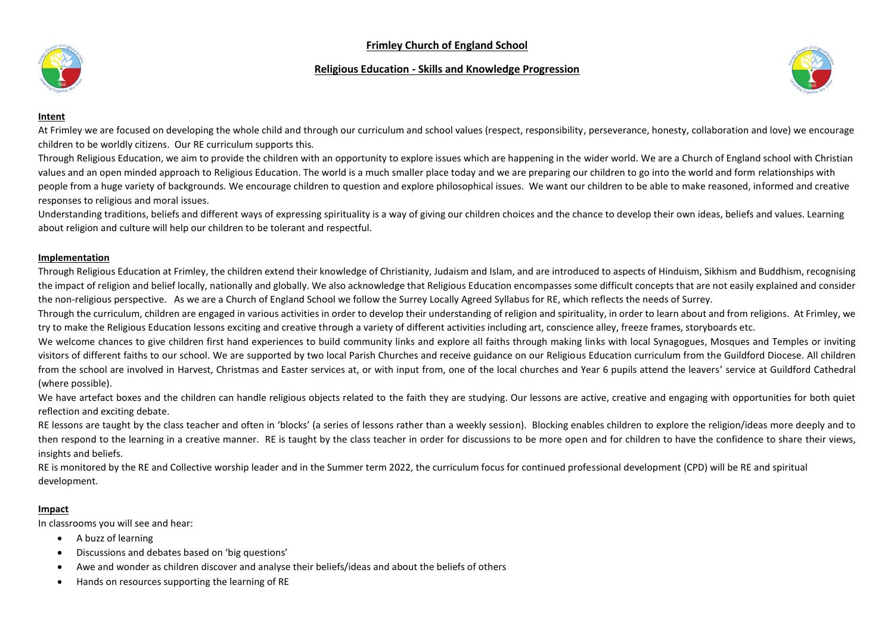# Frimley Church of England School

## Religious Education - Skills and Knowledge Progression

### Intent

At Frimley we are focused on developing the whole child and through our curriculum and school values (respect, responsibility, perseverance, honesty, collaboration and love) we encourage children to be worldly citizens. Our RE curriculum supports this.

Through Religious Education, we aim to provide the children with an opportunity to explore issues which are happening in the wider world. We are a Church of England school with Christian values and an open minded approach to Religious Education. The world is a much smaller place today and we are preparing our children to go into the world and form relationships with people from a huge variety of backgrounds. We encourage children to question and explore philosophical issues. We want our children to be able to make reasoned, informed and creative responses to religious and moral issues.

Understanding traditions, beliefs and different ways of expressing spirituality is a way of giving our children choices and the chance to develop their own ideas, beliefs and values. Learning about religion and culture will help our children to be tolerant and respectful.

### Implementation

Through Religious Education at Frimley, the children extend their knowledge of Christianity, Judaism and Islam, and are introduced to aspects of Hinduism, Sikhism and Buddhism, recognising the impact of religion and belief locally, nationally and globally. We also acknowledge that Religious Education encompasses some difficult concepts that are not easily explained and consider the non-religious perspective. As we are a Church of England School we follow the Surrey Locally Agreed Syllabus for RE, which reflects the needs of Surrey.

Through the curriculum, children are engaged in various activities in order to develop their understanding of religion and spirituality, in order to learn about and from religions. At Frimley, we try to make the Religious Education lessons exciting and creative through a variety of different activities including art, conscience alley, freeze frames, storyboards etc.

We welcome chances to give children first hand experiences to build community links and explore all faiths through making links with local Synagogues, Mosques and Temples or inviting visitors of different faiths to our school. We are supported by two local Parish Churches and receive guidance on our Religious Education curriculum from the Guildford Diocese. All children from the school are involved in Harvest, Christmas and Easter services at, or with input from, one of the local churches and Year 6 pupils attend the leavers' service at Guildford Cathedral (where possible).

We have artefact boxes and the children can handle religious objects related to the faith they are studying. Our lessons are active, creative and engaging with opportunities for both quiet reflection and exciting debate.

RE lessons are taught by the class teacher and often in 'blocks' (a series of lessons rather than a weekly session). Blocking enables children to explore the religion/ideas more deeply and to then respond to the learning in a creative manner. RE is taught by the class teacher in order for discussions to be more open and for children to have the confidence to share their views, insights and beliefs.

RE is monitored by the RE and Collective worship leader and in the Summer term 2022, the curriculum focus for continued professional development (CPD) will be RE and spiritual development.

### Impact

In classrooms you will see and hear:

- A buzz of learning
- Discussions and debates based on 'big questions'
- Awe and wonder as children discover and analyse their beliefs/ideas and about the beliefs of others
- Hands on resources supporting the learning of RE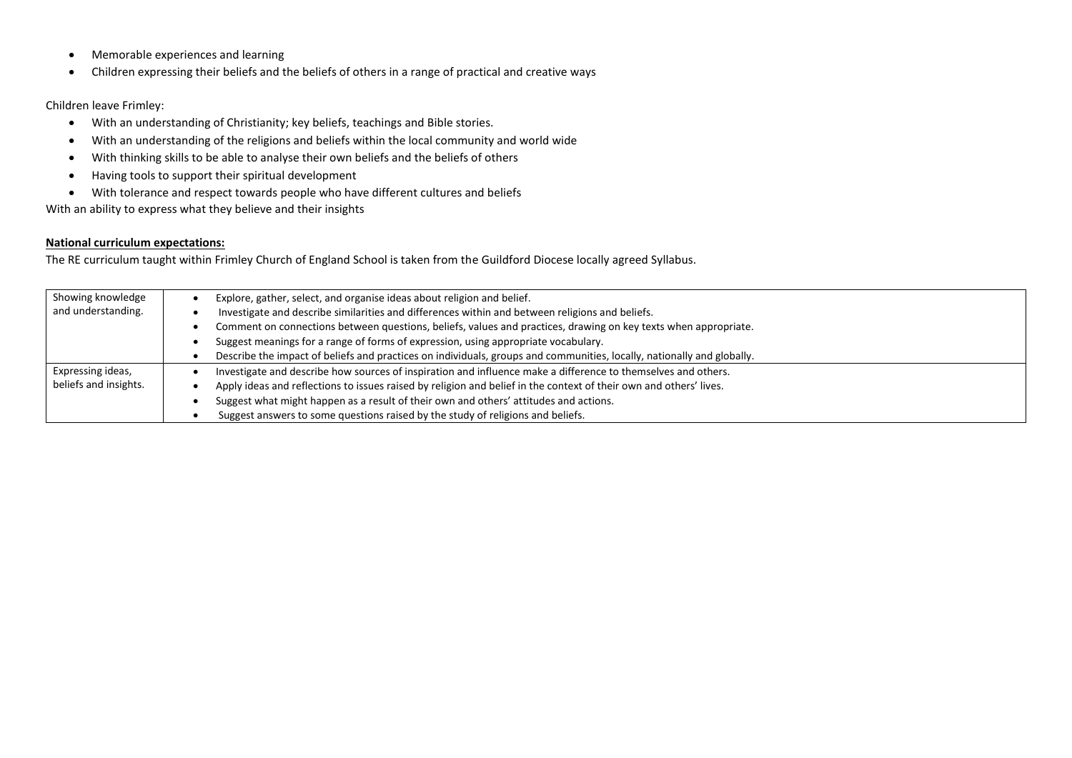- Memorable experiences and learning
- Children expressing their beliefs and the beliefs of others in a range of practical and creative ways

Children leave Frimley:

- With an understanding of Christianity; key beliefs, teachings and Bible stories.
- With an understanding of the religions and beliefs within the local community and world wide
- With thinking skills to be able to analyse their own beliefs and the beliefs of others
- Having tools to support their spiritual development
- With tolerance and respect towards people who have different cultures and beliefs

With an ability to express what they believe and their insights

**National curriculum expectations:**

The RE curriculum taught within Frimley Church of England School is taken from the Guildford Diocese locally agreed Syllabus.

| | |
|---|---|
| Showing knowledge and understanding. | • Explore, gather, select, and organise ideas about religion and belief.<br>• Investigate and describe similarities and differences within and between religions and beliefs.<br>• Comment on connections between questions, beliefs, values and practices, drawing on key texts when appropriate.<br>• Suggest meanings for a range of forms of expression, using appropriate vocabulary.<br>• Describe the impact of beliefs and practices on individuals, groups and communities, locally, nationally and globally. |
| Expressing ideas, beliefs and insights. | • Investigate and describe how sources of inspiration and influence make a difference to themselves and others.<br>• Apply ideas and reflections to issues raised by religion and belief in the context of their own and others' lives.<br>• Suggest what might happen as a result of their own and others' attitudes and actions.<br>• Suggest answers to some questions raised by the study of religions and beliefs. |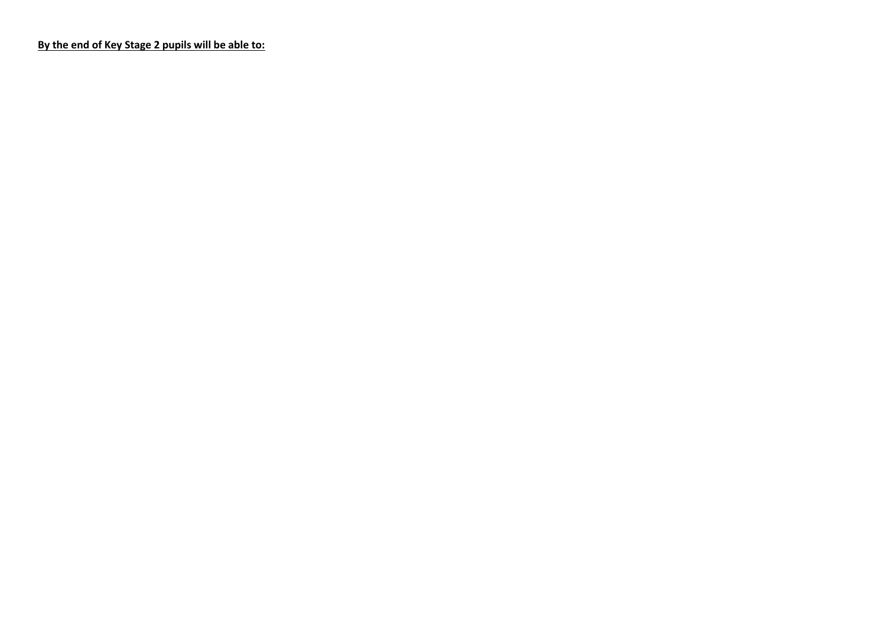**By the end of Key Stage 2 pupils will be able to:**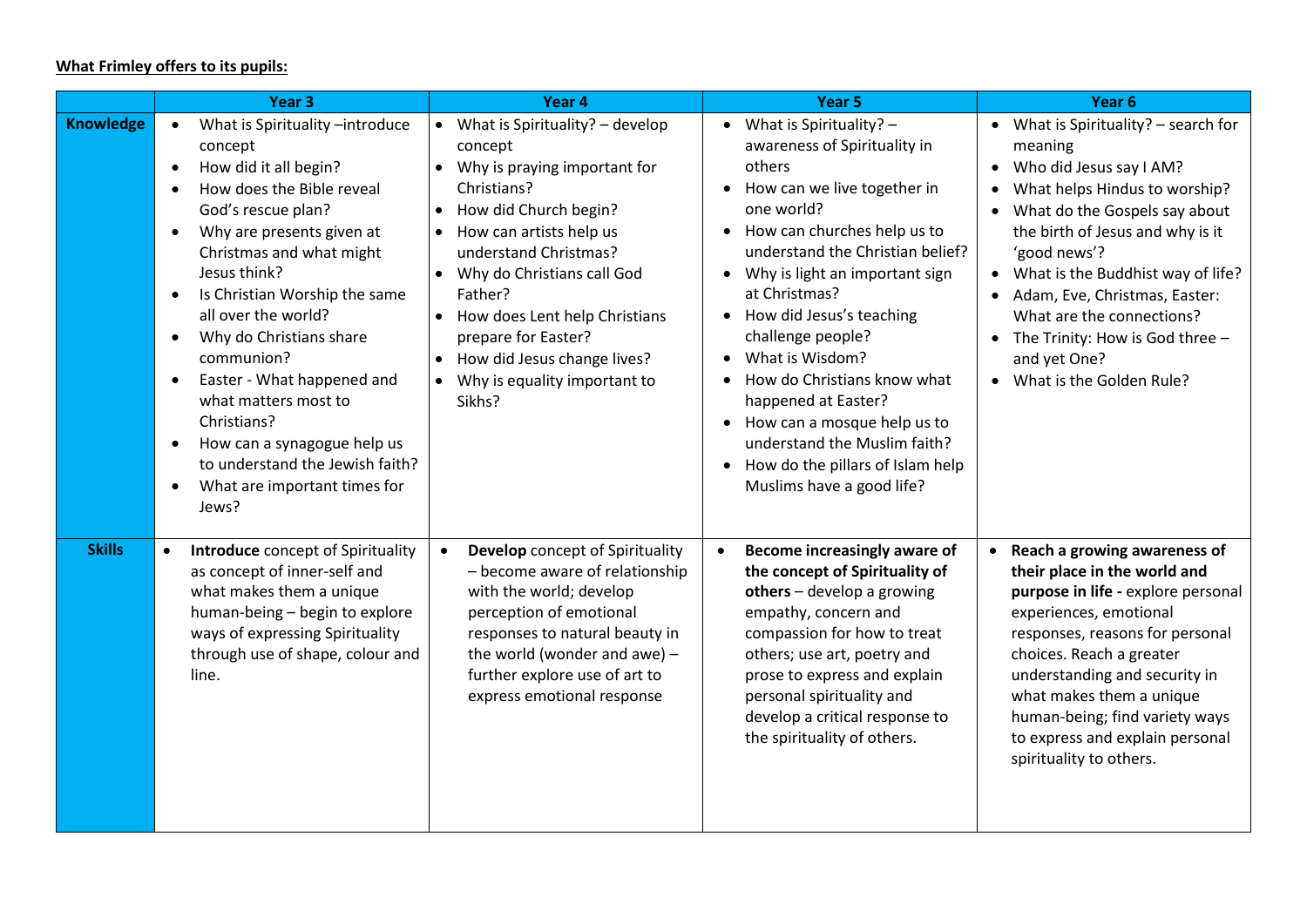**What Frimley offers to its pupils:**

| | Year 3 | Year 4 | Year 5 | Year 6 |
|---|---|---|---|---|
| **Knowledge** | • What is Spirituality –introduce concept<br>• How did it all begin?<br>• How does the Bible reveal God's rescue plan?<br>• Why are presents given at Christmas and what might Jesus think?<br>• Is Christian Worship the same all over the world?<br>• Why do Christians share communion?<br>• Easter - What happened and what matters most to Christians?<br>• How can a synagogue help us to understand the Jewish faith?<br>• What are important times for Jews? | • What is Spirituality? – develop concept<br>• Why is praying important for Christians?<br>• How did Church begin?<br>• How can artists help us understand Christmas?<br>• Why do Christians call God Father?<br>• How does Lent help Christians prepare for Easter?<br>• How did Jesus change lives?<br>• Why is equality important to Sikhs? | • What is Spirituality? – awareness of Spirituality in others<br>• How can we live together in one world?<br>• How can churches help us to understand the Christian belief?<br>• Why is light an important sign at Christmas?<br>• How did Jesus's teaching challenge people?<br>• What is Wisdom?<br>• How do Christians know what happened at Easter?<br>• How can a mosque help us to understand the Muslim faith?<br>• How do the pillars of Islam help Muslims have a good life? | • What is Spirituality? – search for meaning<br>• Who did Jesus say I AM?<br>• What helps Hindus to worship?<br>• What do the Gospels say about the birth of Jesus and why is it 'good news'?<br>• What is the Buddhist way of life?<br>• Adam, Eve, Christmas, Easter: What are the connections?<br>• The Trinity: How is God three – and yet One?<br>• What is the Golden Rule? |
| **Skills** | • **Introduce** concept of Spirituality as concept of inner-self and what makes them a unique human-being – begin to explore ways of expressing Spirituality through use of shape, colour and line. | • **Develop** concept of Spirituality – become aware of relationship with the world; develop perception of emotional responses to natural beauty in the world (wonder and awe) – further explore use of art to express emotional response | • **Become increasingly aware of the concept of Spirituality of others** – develop a growing empathy, concern and compassion for how to treat others; use art, poetry and prose to express and explain personal spirituality and develop a critical response to the spirituality of others. | • **Reach a growing awareness of their place in the world and purpose in life -** explore personal experiences, emotional responses, reasons for personal choices. Reach a greater understanding and security in what makes them a unique human-being; find variety ways to express and explain personal spirituality to others. |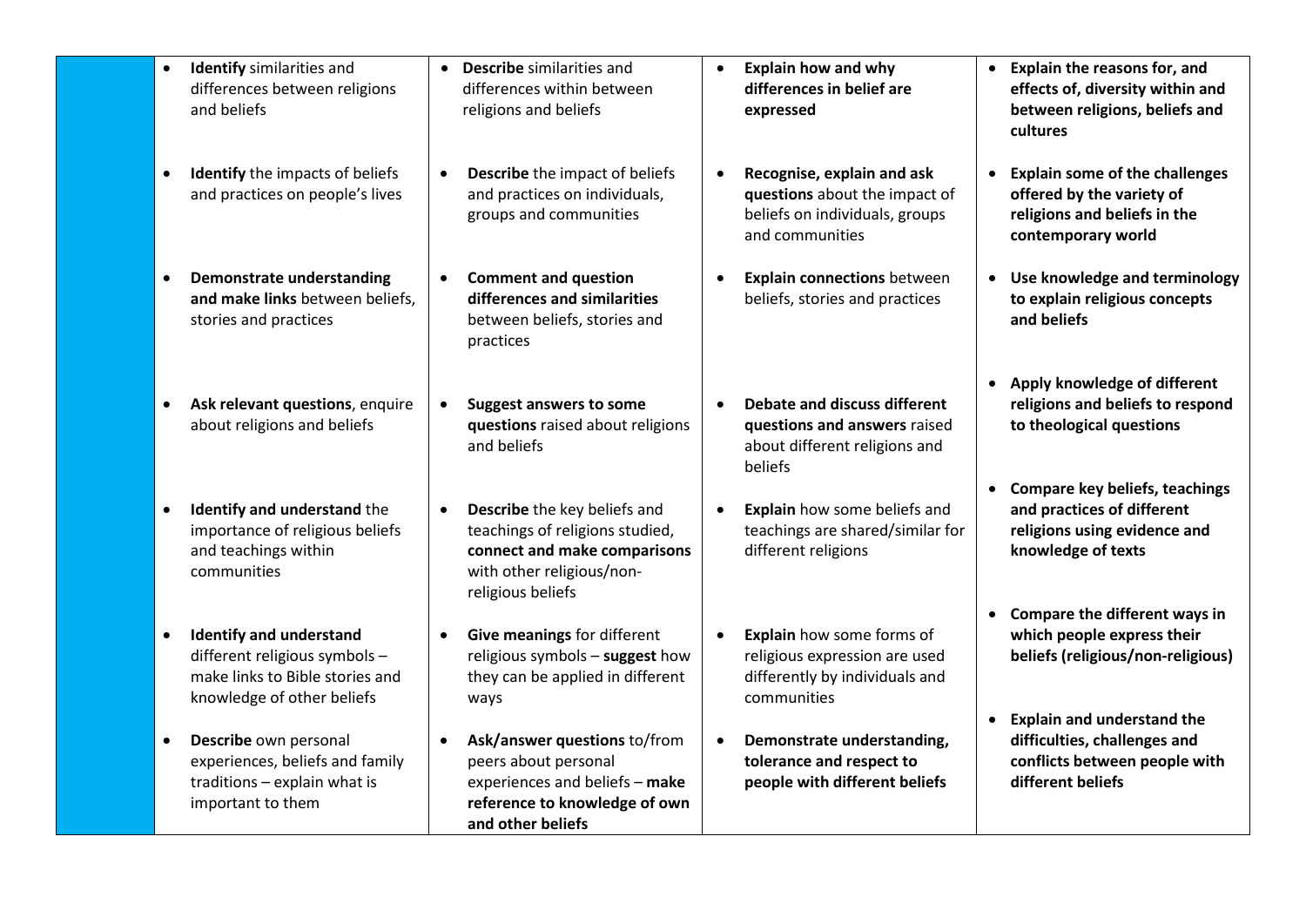| | | | | |
|---|---|---|---|---|
| | • **Identify** similarities and differences between religions and beliefs<br><br>• **Identify** the impacts of beliefs and practices on people's lives<br><br>• **Demonstrate understanding and make links** between beliefs, stories and practices<br><br>• **Ask relevant questions**, enquire about religions and beliefs<br><br>• **Identify and understand** the importance of religious beliefs and teachings within communities<br><br>• **Identify and understand** different religious symbols – make links to Bible stories and knowledge of other beliefs<br><br>• **Describe** own personal experiences, beliefs and family traditions – explain what is important to them | • **Describe** similarities and differences within between religions and beliefs<br><br>• **Describe** the impact of beliefs and practices on individuals, groups and communities<br><br>• **Comment and question differences and similarities** between beliefs, stories and practices<br><br>• **Suggest answers to some questions** raised about religions and beliefs<br><br>• **Describe** the key beliefs and teachings of religions studied, **connect and make comparisons** with other religious/non-religious beliefs<br><br>• **Give meanings** for different religious symbols – **suggest** how they can be applied in different ways<br><br>• **Ask/answer questions** to/from peers about personal experiences and beliefs – **make reference to knowledge of own and other beliefs** | • **Explain how and why differences in belief are expressed**<br><br>• **Recognise, explain and ask questions** about the impact of beliefs on individuals, groups and communities<br><br>• **Explain connections** between beliefs, stories and practices<br><br>• **Debate and discuss different questions and answers** raised about different religions and beliefs<br><br>• **Explain** how some beliefs and teachings are shared/similar for different religions<br><br>• **Explain** how some forms of religious expression are used differently by individuals and communities<br><br>• **Demonstrate understanding, tolerance and respect to people with different beliefs** | • **Explain the reasons for, and effects of, diversity within and between religions, beliefs and cultures**<br><br>• **Explain some of the challenges offered by the variety of religions and beliefs in the contemporary world**<br><br>• **Use knowledge and terminology to explain religious concepts and beliefs**<br><br>• **Apply knowledge of different religions and beliefs to respond to theological questions**<br><br>• **Compare key beliefs, teachings and practices of different religions using evidence and knowledge of texts**<br><br>• **Compare the different ways in which people express their beliefs (religious/non-religious)**<br><br>• **Explain and understand the difficulties, challenges and conflicts between people with different beliefs** |